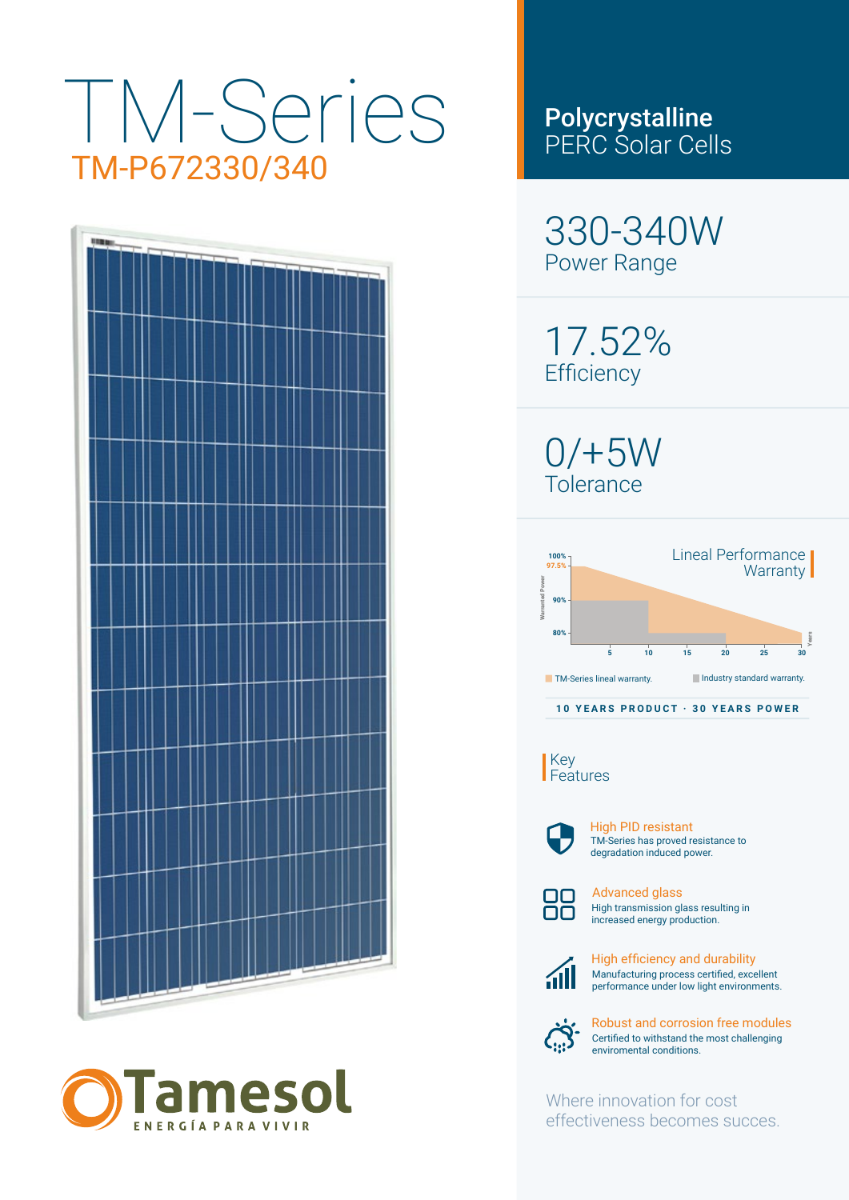# TM-Series

## TM-P672330/340

**Polycrystalline**
PERC Solar Cells

330-340W
Power Range

17.52%
Efficiency

0/+5W
Tolerance

Lineal Performance Warranty

TM-Series lineal warranty. Industry standard warranty.

10 YEARS PRODUCT · 30 YEARS POWER

## Key Features

**High PID resistant**
TM-Series has proved resistance to degradation induced power.

**Advanced glass**
High transmission glass resulting in increased energy production.

**High efficiency and durability**
Manufacturing process certified, excellent performance under low light environments.

**Robust and corrosion free modules**
Certified to withstand the most challenging enviromental conditions.

Where innovation for cost effectiveness becomes succes.

Tamesol
ENERGÍA PARA VIVIR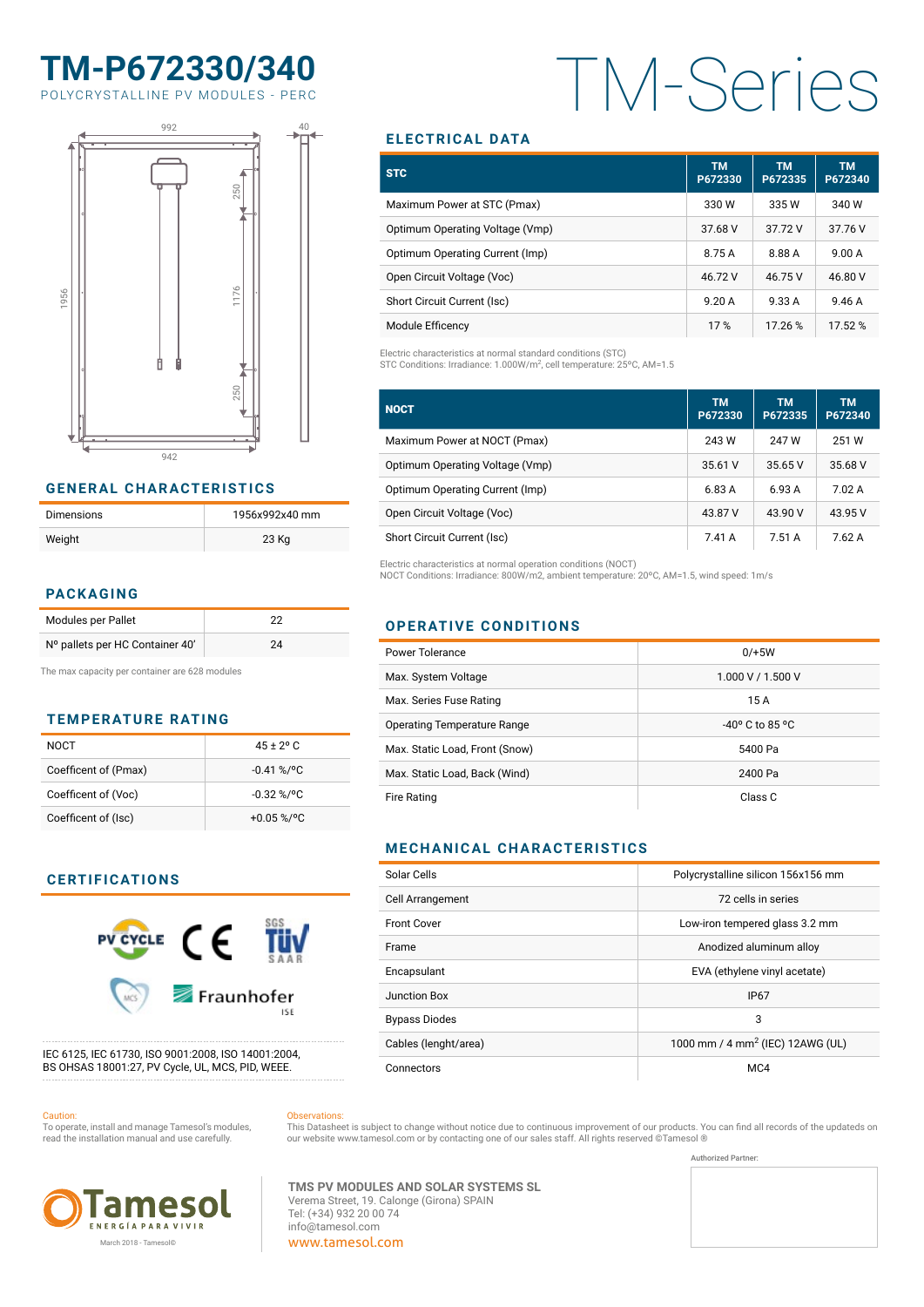# TM-P672330/340

POLYCRYSTALLINE PV MODULES - PERC

TM-Series

992

40

1956

250

1176

250

942

## GENERAL CHARACTERISTICS

| | |
|---|---|
| Dimensions | 1956x992x40 mm |
| Weight | 23 Kg |

## PACKAGING

| | |
|---|---|
| Modules per Pallet | 22 |
| Nº pallets per HC Container 40' | 24 |

The max capacity per container are 628 modules

## TEMPERATURE RATING

| | |
|---|---|
| NOCT | 45 ± 2º C |
| Coefficent of (Pmax) | -0.41 %/ºC |
| Coefficent of (Voc) | -0.32 %/ºC |
| Coefficent of (Isc) | +0.05 %/ºC |

## CERTIFICATIONS

PV CYCLE, CE, SGS TÜV SAAR, MCS, Fraunhofer ISE

IEC 6125, IEC 61730, ISO 9001:2008, ISO 14001:2004, BS OHSAS 18001:27, PV Cycle, UL, MCS, PID, WEEE.

## ELECTRICAL DATA

| STC | TM P672330 | TM P672335 | TM P672340 |
|---|---|---|---|
| Maximum Power at STC (Pmax) | 330 W | 335 W | 340 W |
| Optimum Operating Voltage (Vmp) | 37.68 V | 37.72 V | 37.76 V |
| Optimum Operating Current (Imp) | 8.75 A | 8.88 A | 9.00 A |
| Open Circuit Voltage (Voc) | 46.72 V | 46.75 V | 46.80 V |
| Short Circuit Current (Isc) | 9.20 A | 9.33 A | 9.46 A |
| Module Efficency | 17 % | 17.26 % | 17.52 % |

Electric characteristics at normal standard conditions (STC)
STC Conditions: Irradiance: 1.000W/m$^2$, cell temperature: 25ºC, AM=1.5

| NOCT | TM P672330 | TM P672335 | TM P672340 |
|---|---|---|---|
| Maximum Power at NOCT (Pmax) | 243 W | 247 W | 251 W |
| Optimum Operating Voltage (Vmp) | 35.61 V | 35.65 V | 35.68 V |
| Optimum Operating Current (Imp) | 6.83 A | 6.93 A | 7.02 A |
| Open Circuit Voltage (Voc) | 43.87 V | 43.90 V | 43.95 V |
| Short Circuit Current (Isc) | 7.41 A | 7.51 A | 7.62 A |

Electric characteristics at normal operation conditions (NOCT)
NOCT Conditions: Irradiance: 800W/m2, ambient temperature: 20ºC, AM=1.5, wind speed: 1m/s

## OPERATIVE CONDITIONS

| | |
|---|---|
| Power Tolerance | 0/+5W |
| Max. System Voltage | 1.000 V / 1.500 V |
| Max. Series Fuse Rating | 15 A |
| Operating Temperature Range | -40º C to 85 ºC |
| Max. Static Load, Front (Snow) | 5400 Pa |
| Max. Static Load, Back (Wind) | 2400 Pa |
| Fire Rating | Class C |

## MECHANICAL CHARACTERISTICS

| | |
|---|---|
| Solar Cells | Polycrystalline silicon 156x156 mm |
| Cell Arrangement | 72 cells in series |
| Front Cover | Low-iron tempered glass 3.2 mm |
| Frame | Anodized aluminum alloy |
| Encapsulant | EVA (ethylene vinyl acetate) |
| Junction Box | IP67 |
| Bypass Diodes | 3 |
| Cables (lenght/area) | 1000 mm / 4 mm$^2$ (IEC) 12AWG (UL) |
| Connectors | MC4 |

Caution:
To operate, install and manage Tamesol's modules, read the installation manual and use carefully.

Observations:
This Datasheet is subject to change without notice due to continuous improvement of our products. You can find all records of the updateds on our website www.tamesol.com or by contacting one of our sales staff. All rights reserved ©Tamesol ®

Tamesol
ENERGÍA PARA VIVIR
March 2018 - Tamesol©

**TMS PV MODULES AND SOLAR SYSTEMS SL**
Verema Street, 19. Calonge (Girona) SPAIN
Tel: (+34) 932 20 00 74
info@tamesol.com
www.tamesol.com

Authorized Partner: